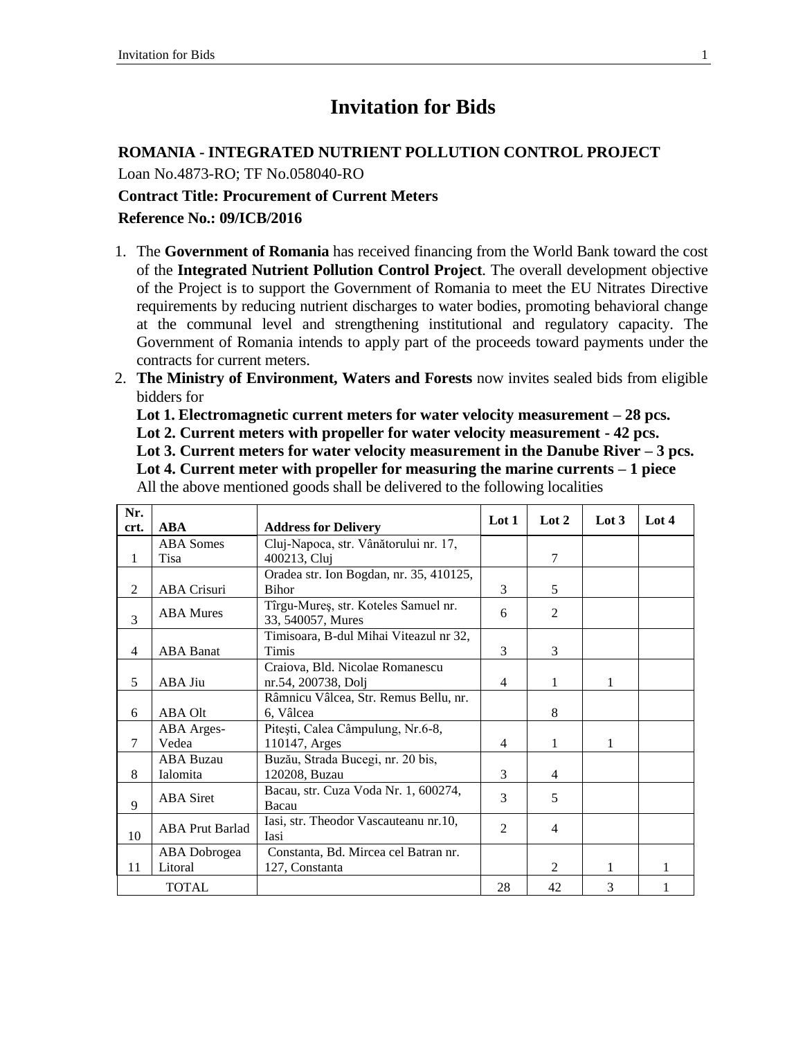# Invitation for Bids

**ROMANIA - INTEGRATED NUTRIENT POLLUTION CONTROL PROJECT**

Loan No.4873-RO; TF No.058040-RO

**Contract Title: Procurement of Current Meters**

**Reference No.: 09/ICB/2016**

1. The **Government of Romania** has received financing from the World Bank toward the cost of the **Integrated Nutrient Pollution Control Project**. The overall development objective of the Project is to support the Government of Romania to meet the EU Nitrates Directive requirements by reducing nutrient discharges to water bodies, promoting behavioral change at the communal level and strengthening institutional and regulatory capacity. The Government of Romania intends to apply part of the proceeds toward payments under the contracts for current meters.
2. **The Ministry of Environment, Waters and Forests** now invites sealed bids from eligible bidders for
   **Lot 1. Electromagnetic current meters for water velocity measurement – 28 pcs.**
   **Lot 2. Current meters with propeller for water velocity measurement - 42 pcs.**
   **Lot 3. Current meters for water velocity measurement in the Danube River – 3 pcs.**
   **Lot 4. Current meter with propeller for measuring the marine currents – 1 piece**
   All the above mentioned goods shall be delivered to the following localities

| Nr. crt. | ABA | Address for Delivery | Lot 1 | Lot 2 | Lot 3 | Lot 4 |
|---|---|---|---|---|---|---|
| 1 | ABA Somes Tisa | Cluj-Napoca, str. Vânătorului nr. 17, 400213, Cluj | | 7 | | |
| 2 | ABA Crisuri | Oradea str. Ion Bogdan, nr. 35, 410125, Bihor | 3 | 5 | | |
| 3 | ABA Mures | Tîrgu-Mureş, str. Koteles Samuel nr. 33, 540057, Mures | 6 | 2 | | |
| 4 | ABA Banat | Timisoara, B-dul Mihai Viteazul nr 32, Timis | 3 | 3 | | |
| 5 | ABA Jiu | Craiova, Bld. Nicolae Romanescu nr.54, 200738, Dolj | 4 | 1 | 1 | |
| 6 | ABA Olt | Râmnicu Vâlcea, Str. Remus Bellu, nr. 6, Vâlcea | | 8 | | |
| 7 | ABA Arges-Vedea | Piteşti, Calea Câmpulung, Nr.6-8, 110147, Arges | 4 | 1 | 1 | |
| 8 | ABA Buzau Ialomita | Buzău, Strada Bucegi, nr. 20 bis, 120208, Buzau | 3 | 4 | | |
| 9 | ABA Siret | Bacau, str. Cuza Voda Nr. 1, 600274, Bacau | 3 | 5 | | |
| 10 | ABA Prut Barlad | Iasi, str. Theodor Vascauteanu nr.10, Iasi | 2 | 4 | | |
| 11 | ABA Dobrogea Litoral | Constanta, Bd. Mircea cel Batran nr. 127, Constanta | | 2 | 1 | 1 |
| TOTAL | | | 28 | 42 | 3 | 1 |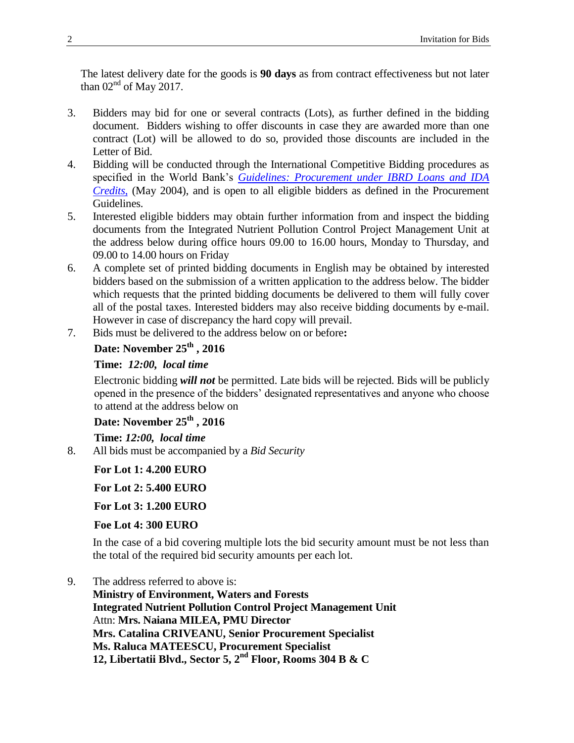The latest delivery date for the goods is **90 days** as from contract effectiveness but not later than 02nd of May 2017.

3. Bidders may bid for one or several contracts (Lots), as further defined in the bidding document. Bidders wishing to offer discounts in case they are awarded more than one contract (Lot) will be allowed to do so, provided those discounts are included in the Letter of Bid.
4. Bidding will be conducted through the International Competitive Bidding procedures as specified in the World Bank's *Guidelines: Procurement under IBRD Loans and IDA Credits,* (May 2004), and is open to all eligible bidders as defined in the Procurement Guidelines.
5. Interested eligible bidders may obtain further information from and inspect the bidding documents from the Integrated Nutrient Pollution Control Project Management Unit at the address below during office hours 09.00 to 16.00 hours, Monday to Thursday, and 09.00 to 14.00 hours on Friday
6. A complete set of printed bidding documents in English may be obtained by interested bidders based on the submission of a written application to the address below. The bidder which requests that the printed bidding documents be delivered to them will fully cover all of the postal taxes. Interested bidders may also receive bidding documents by e-mail. However in case of discrepancy the hard copy will prevail.
7. Bids must be delivered to the address below on or before**:**

   **Date: November 25th , 2016**

   **Time:** ***12:00, local time***

   Electronic bidding ***will not*** be permitted. Late bids will be rejected. Bids will be publicly opened in the presence of the bidders' designated representatives and anyone who choose to attend at the address below on

   **Date: November 25th , 2016**

   **Time:** ***12:00, local time***

8. All bids must be accompanied by a *Bid Security*

   **For Lot 1: 4.200 EURO**

   **For Lot 2: 5.400 EURO**

   **For Lot 3: 1.200 EURO**

   **Foe Lot 4: 300 EURO**

   In the case of a bid covering multiple lots the bid security amount must be not less than the total of the required bid security amounts per each lot.

9. The address referred to above is:
   **Ministry of Environment, Waters and Forests**
   **Integrated Nutrient Pollution Control Project Management Unit**
   Attn: **Mrs. Naiana MILEA, PMU Director**
   **Mrs. Catalina CRIVEANU, Senior Procurement Specialist**
   **Ms. Raluca MATEESCU, Procurement Specialist**
   **12, Libertatii Blvd., Sector 5, 2nd Floor, Rooms 304 B & C**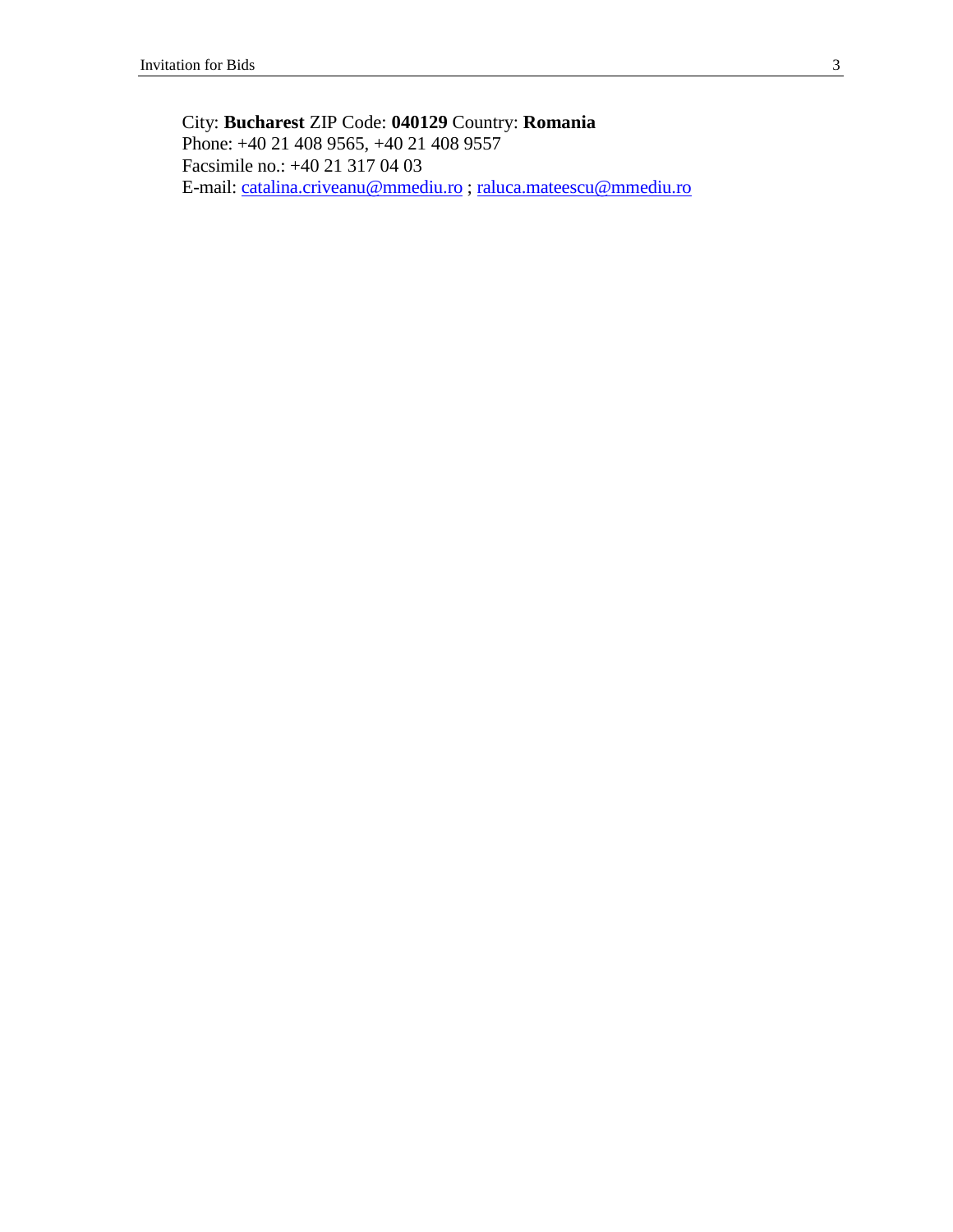City: **Bucharest** ZIP Code: **040129** Country: **Romania**
Phone: +40 21 408 9565, +40 21 408 9557
Facsimile no.: +40 21 317 04 03
E-mail: catalina.criveanu@mmediu.ro ; raluca.mateescu@mmediu.ro